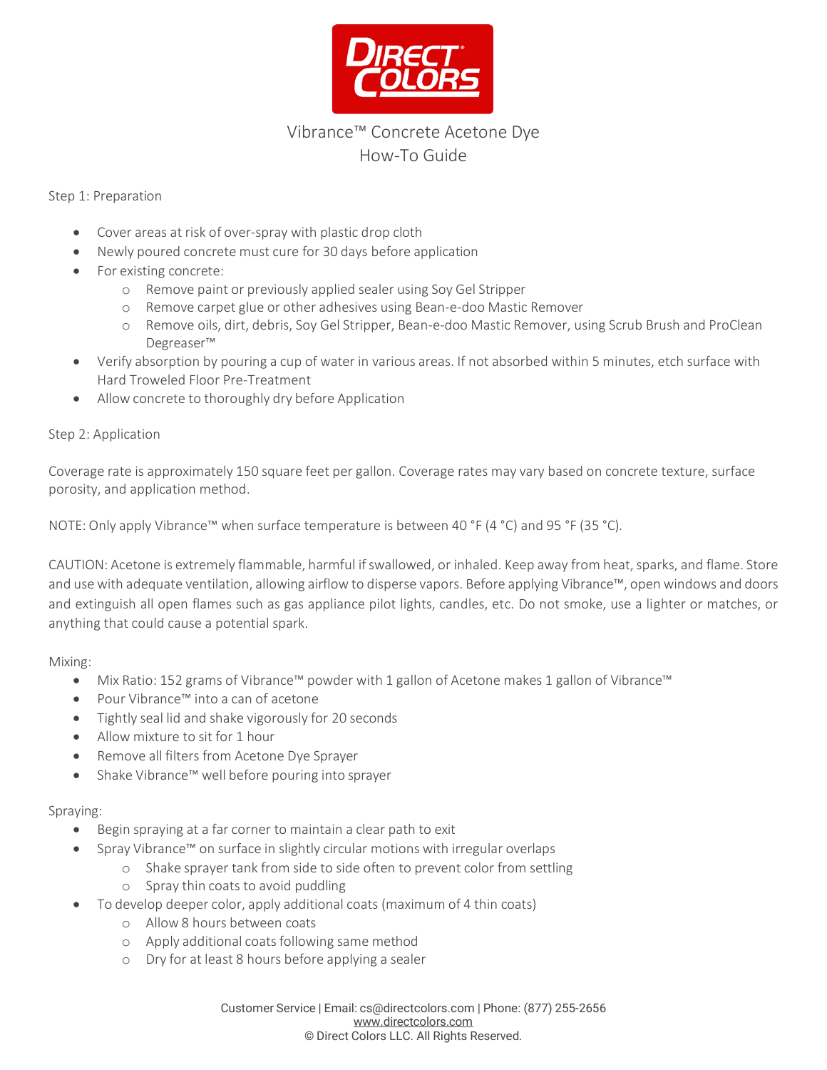# Vibrance™ Concrete Acetone Dye
## How-To Guide

Step 1: Preparation

- Cover areas at risk of over-spray with plastic drop cloth
- Newly poured concrete must cure for 30 days before application
- For existing concrete:
  - Remove paint or previously applied sealer using Soy Gel Stripper
  - Remove carpet glue or other adhesives using Bean-e-doo Mastic Remover
  - Remove oils, dirt, debris, Soy Gel Stripper, Bean-e-doo Mastic Remover, using Scrub Brush and ProClean Degreaser™
- Verify absorption by pouring a cup of water in various areas. If not absorbed within 5 minutes, etch surface with Hard Troweled Floor Pre-Treatment
- Allow concrete to thoroughly dry before Application

Step 2: Application

Coverage rate is approximately 150 square feet per gallon. Coverage rates may vary based on concrete texture, surface porosity, and application method.

NOTE: Only apply Vibrance™ when surface temperature is between 40 °F (4 °C) and 95 °F (35 °C).

CAUTION: Acetone is extremely flammable, harmful if swallowed, or inhaled. Keep away from heat, sparks, and flame. Store and use with adequate ventilation, allowing airflow to disperse vapors. Before applying Vibrance™, open windows and doors and extinguish all open flames such as gas appliance pilot lights, candles, etc. Do not smoke, use a lighter or matches, or anything that could cause a potential spark.

Mixing:

- Mix Ratio: 152 grams of Vibrance™ powder with 1 gallon of Acetone makes 1 gallon of Vibrance™
- Pour Vibrance™ into a can of acetone
- Tightly seal lid and shake vigorously for 20 seconds
- Allow mixture to sit for 1 hour
- Remove all filters from Acetone Dye Sprayer
- Shake Vibrance™ well before pouring into sprayer

Spraying:

- Begin spraying at a far corner to maintain a clear path to exit
- Spray Vibrance™ on surface in slightly circular motions with irregular overlaps
  - Shake sprayer tank from side to side often to prevent color from settling
  - Spray thin coats to avoid puddling
- To develop deeper color, apply additional coats (maximum of 4 thin coats)
  - Allow 8 hours between coats
  - Apply additional coats following same method
  - Dry for at least 8 hours before applying a sealer

Customer Service | Email: cs@directcolors.com | Phone: (877) 255-2656
www.directcolors.com
© Direct Colors LLC. All Rights Reserved.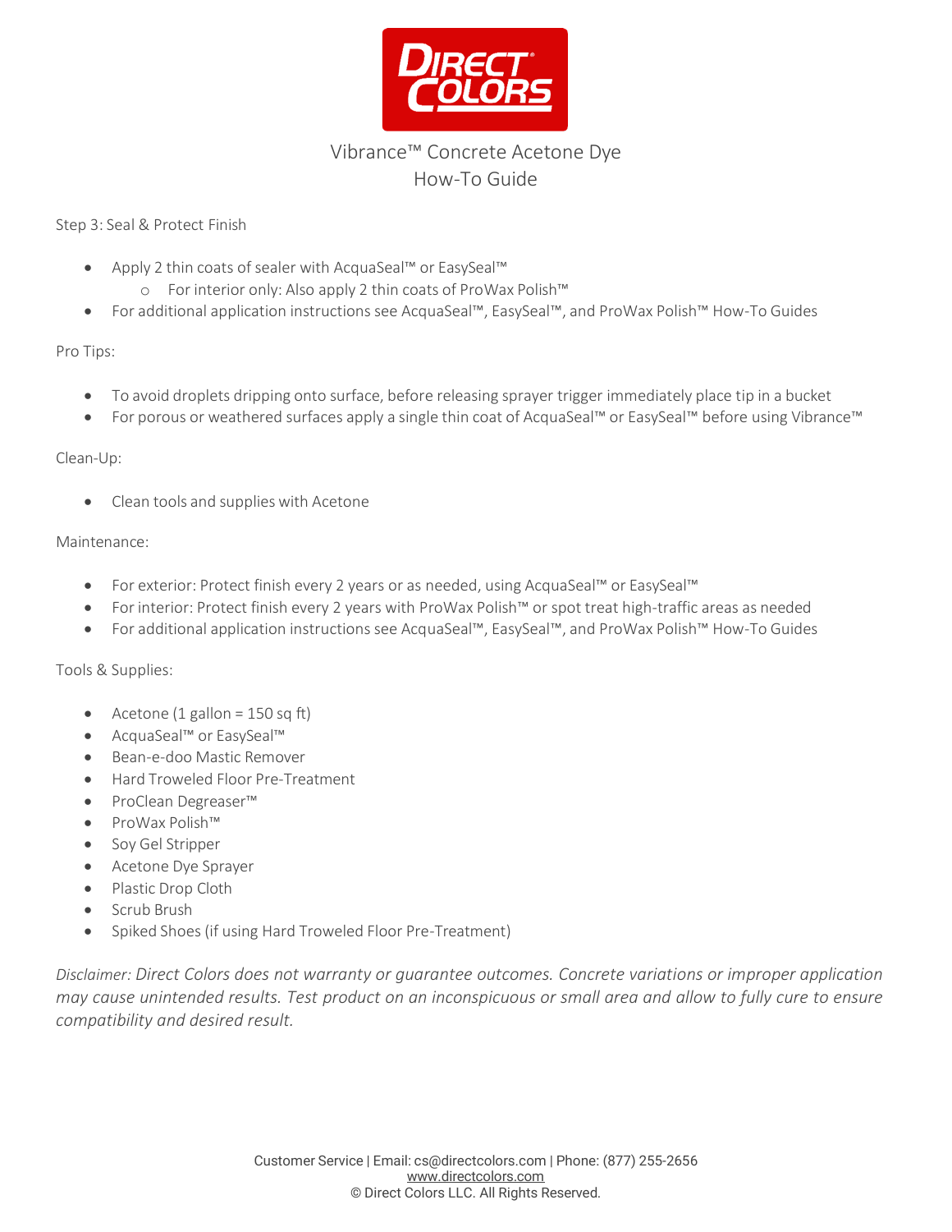# Vibrance™ Concrete Acetone Dye How-To Guide

Step 3: Seal & Protect Finish

- Apply 2 thin coats of sealer with AcquaSeal™ or EasySeal™
  - For interior only: Also apply 2 thin coats of ProWax Polish™
- For additional application instructions see AcquaSeal™, EasySeal™, and ProWax Polish™ How-To Guides

Pro Tips:

- To avoid droplets dripping onto surface, before releasing sprayer trigger immediately place tip in a bucket
- For porous or weathered surfaces apply a single thin coat of AcquaSeal™ or EasySeal™ before using Vibrance™

Clean-Up:

- Clean tools and supplies with Acetone

Maintenance:

- For exterior: Protect finish every 2 years or as needed, using AcquaSeal™ or EasySeal™
- For interior: Protect finish every 2 years with ProWax Polish™ or spot treat high-traffic areas as needed
- For additional application instructions see AcquaSeal™, EasySeal™, and ProWax Polish™ How-To Guides

Tools & Supplies:

- Acetone (1 gallon = 150 sq ft)
- AcquaSeal™ or EasySeal™
- Bean-e-doo Mastic Remover
- Hard Troweled Floor Pre-Treatment
- ProClean Degreaser™
- ProWax Polish™
- Soy Gel Stripper
- Acetone Dye Sprayer
- Plastic Drop Cloth
- Scrub Brush
- Spiked Shoes (if using Hard Troweled Floor Pre-Treatment)

*Disclaimer: Direct Colors does not warranty or guarantee outcomes. Concrete variations or improper application may cause unintended results. Test product on an inconspicuous or small area and allow to fully cure to ensure compatibility and desired result.*

Customer Service | Email: cs@directcolors.com | Phone: (877) 255-2656
www.directcolors.com
© Direct Colors LLC. All Rights Reserved.